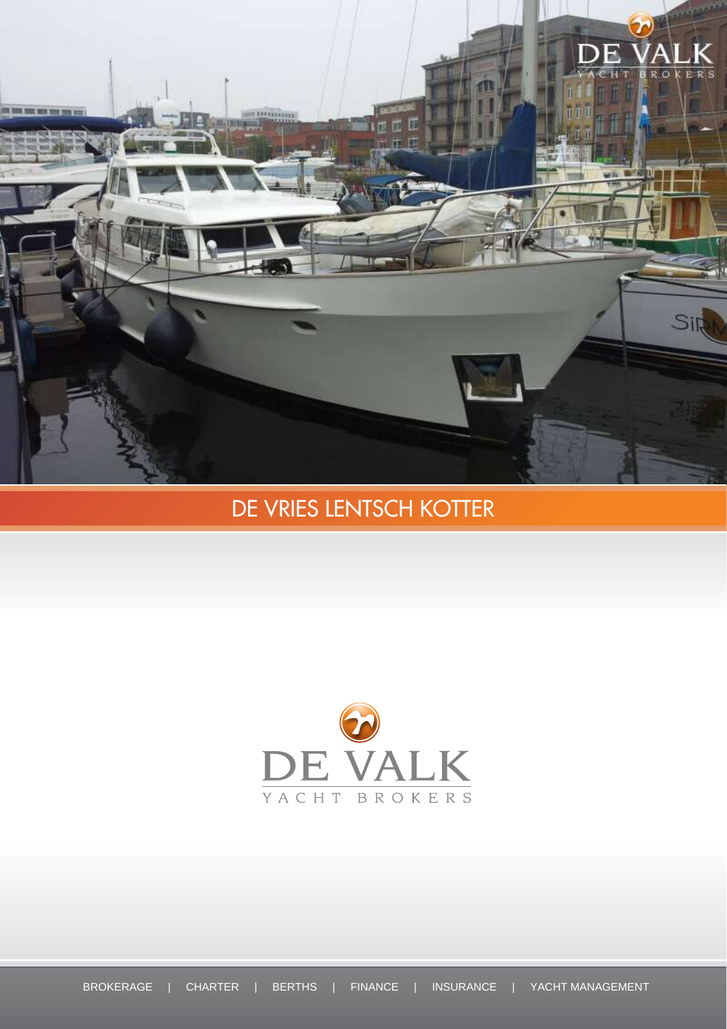# DE VRIES LENTSCH KOTTER

DE VALK

YACHT BROKERS

BROKERAGE | CHARTER | BERTHS | FINANCE | INSURANCE | YACHT MANAGEMENT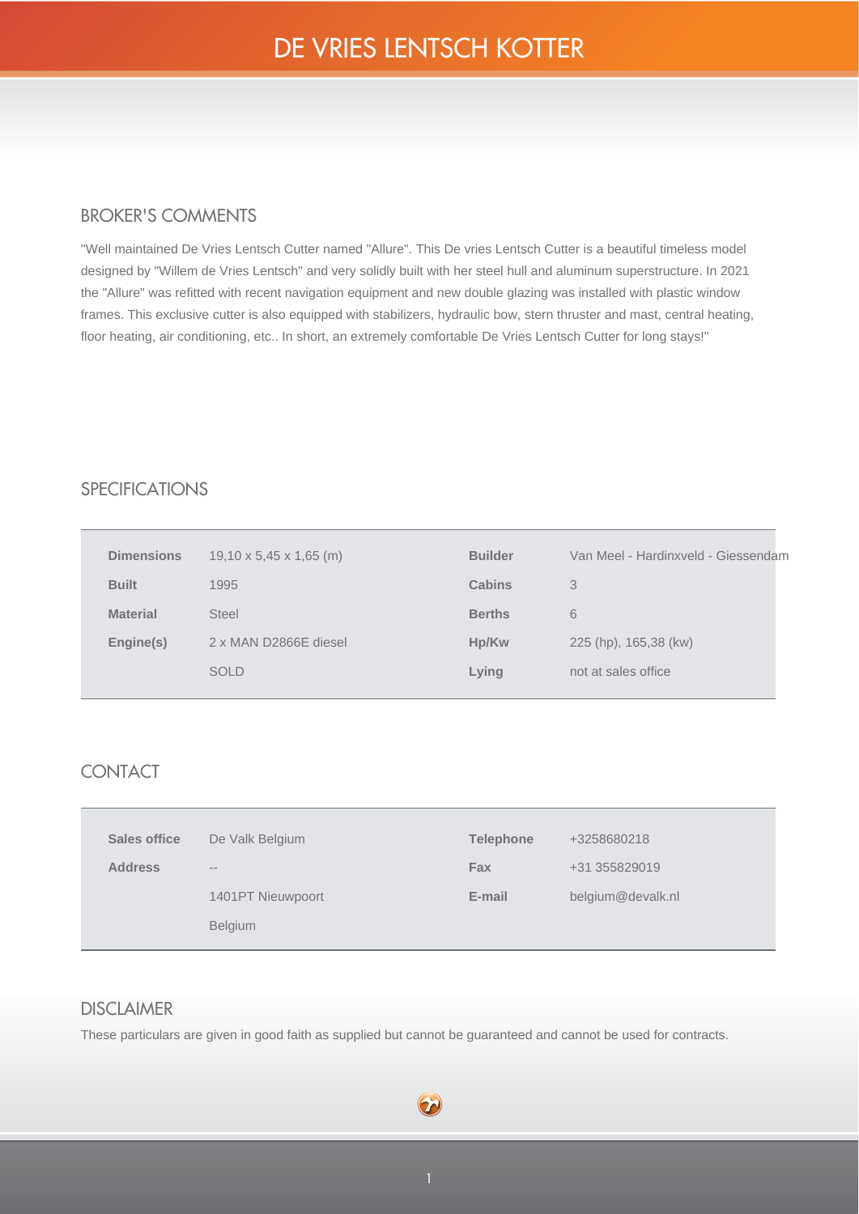# DE VRIES LENTSCH KOTTER

## BROKER'S COMMENTS

"Well maintained De Vries Lentsch Cutter named "Allure". This De vries Lentsch Cutter is a beautiful timeless model designed by "Willem de Vries Lentsch" and very solidly built with her steel hull and aluminum superstructure. In 2021 the "Allure" was refitted with recent navigation equipment and new double glazing was installed with plastic window frames. This exclusive cutter is also equipped with stabilizers, hydraulic bow, stern thruster and mast, central heating, floor heating, air conditioning, etc.. In short, an extremely comfortable De Vries Lentsch Cutter for long stays!"

## SPECIFICATIONS

| | | | |
|---|---|---|---|
| **Dimensions** | 19,10 x 5,45 x 1,65 (m) | **Builder** | Van Meel - Hardinxveld - Giessendam |
| **Built** | 1995 | **Cabins** | 3 |
| **Material** | Steel | **Berths** | 6 |
| **Engine(s)** | 2 x MAN D2866E diesel | **Hp/Kw** | 225 (hp), 165,38 (kw) |
| | SOLD | **Lying** | not at sales office |

## CONTACT

| | | | |
|---|---|---|---|
| **Sales office** | De Valk Belgium | **Telephone** | +3258680218 |
| **Address** | -- | **Fax** | +31 355829019 |
| | 1401PT Nieuwpoort | **E-mail** | belgium@devalk.nl |
| | Belgium | | |

## DISCLAIMER

These particulars are given in good faith as supplied but cannot be guaranteed and cannot be used for contracts.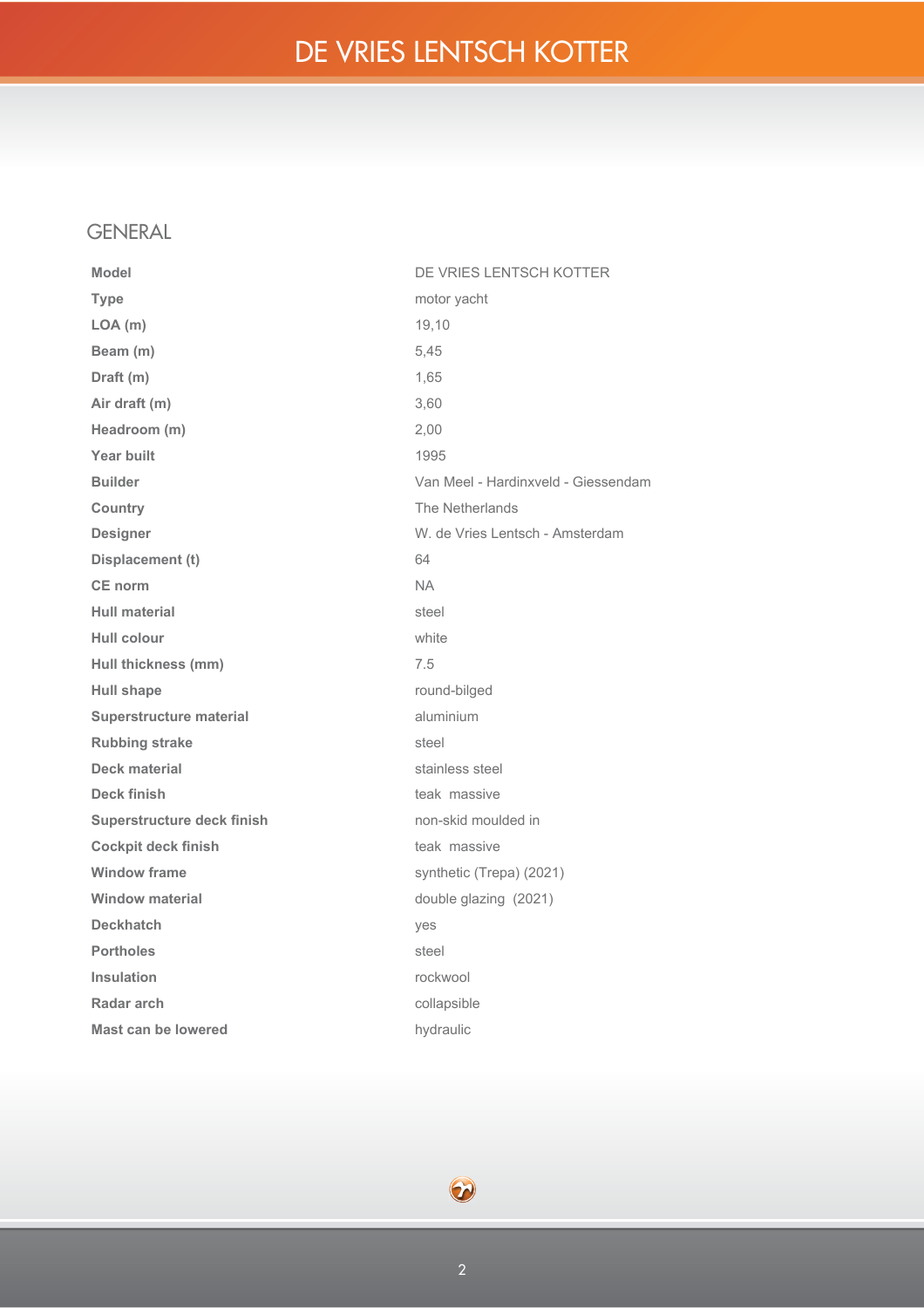# DE VRIES LENTSCH KOTTER

## GENERAL

| | |
|---|---|
| **Model** | DE VRIES LENTSCH KOTTER |
| **Type** | motor yacht |
| **LOA (m)** | 19,10 |
| **Beam (m)** | 5,45 |
| **Draft (m)** | 1,65 |
| **Air draft (m)** | 3,60 |
| **Headroom (m)** | 2,00 |
| **Year built** | 1995 |
| **Builder** | Van Meel - Hardinxveld - Giessendam |
| **Country** | The Netherlands |
| **Designer** | W. de Vries Lentsch - Amsterdam |
| **Displacement (t)** | 64 |
| **CE norm** | NA |
| **Hull material** | steel |
| **Hull colour** | white |
| **Hull thickness (mm)** | 7.5 |
| **Hull shape** | round-bilged |
| **Superstructure material** | aluminium |
| **Rubbing strake** | steel |
| **Deck material** | stainless steel |
| **Deck finish** | teak massive |
| **Superstructure deck finish** | non-skid moulded in |
| **Cockpit deck finish** | teak massive |
| **Window frame** | synthetic (Trepa) (2021) |
| **Window material** | double glazing (2021) |
| **Deckhatch** | yes |
| **Portholes** | steel |
| **Insulation** | rockwool |
| **Radar arch** | collapsible |
| **Mast can be lowered** | hydraulic |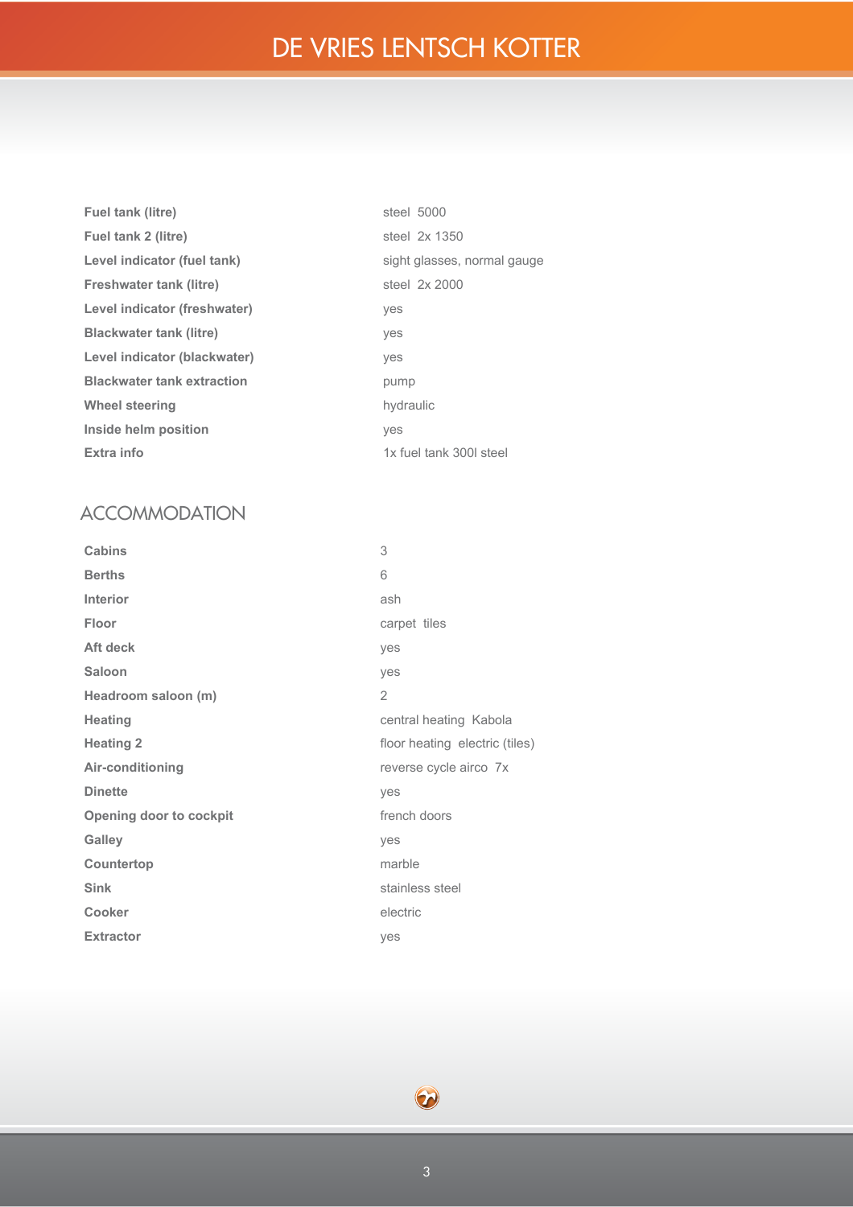| | |
|---|---|
| **Fuel tank (litre)** | steel  5000 |
| **Fuel tank 2 (litre)** | steel  2x 1350 |
| **Level indicator (fuel tank)** | sight glasses, normal gauge |
| **Freshwater tank (litre)** | steel  2x 2000 |
| **Level indicator (freshwater)** | yes |
| **Blackwater tank (litre)** | yes |
| **Level indicator (blackwater)** | yes |
| **Blackwater tank extraction** | pump |
| **Wheel steering** | hydraulic |
| **Inside helm position** | yes |
| **Extra info** | 1x fuel tank 300l steel |

## ACCOMMODATION

| | |
|---|---|
| **Cabins** | 3 |
| **Berths** | 6 |
| **Interior** | ash |
| **Floor** | carpet  tiles |
| **Aft deck** | yes |
| **Saloon** | yes |
| **Headroom saloon (m)** | 2 |
| **Heating** | central heating  Kabola |
| **Heating 2** | floor heating  electric (tiles) |
| **Air-conditioning** | reverse cycle airco  7x |
| **Dinette** | yes |
| **Opening door to cockpit** | french doors |
| **Galley** | yes |
| **Countertop** | marble |
| **Sink** | stainless steel |
| **Cooker** | electric |
| **Extractor** | yes |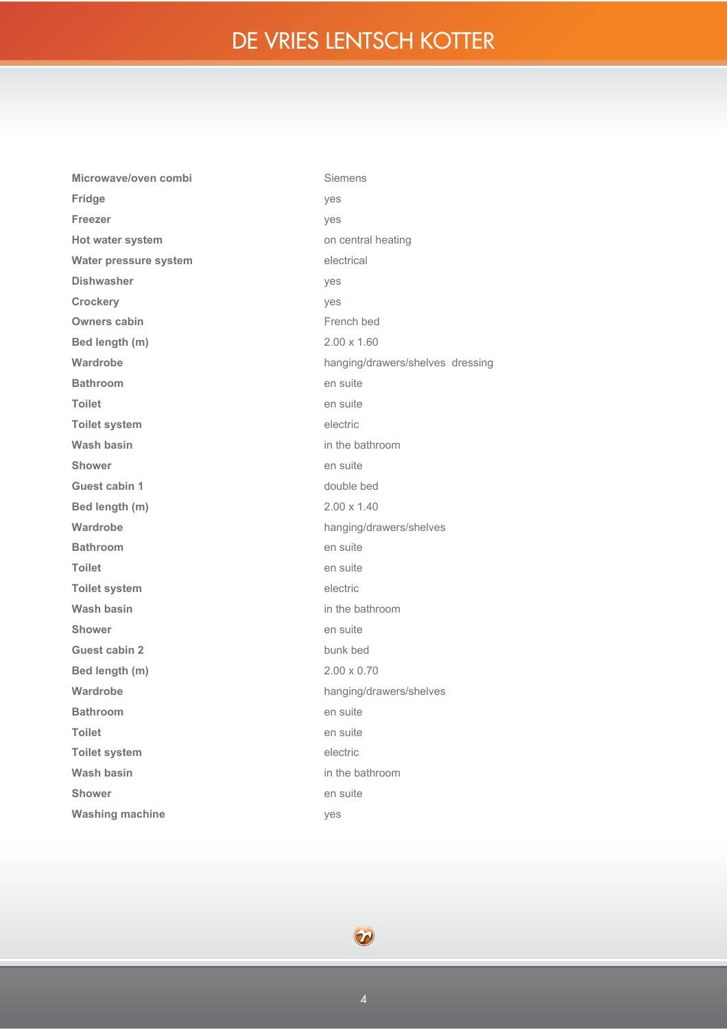| | |
|---|---|
| **Microwave/oven combi** | Siemens |
| **Fridge** | yes |
| **Freezer** | yes |
| **Hot water system** | on central heating |
| **Water pressure system** | electrical |
| **Dishwasher** | yes |
| **Crockery** | yes |
| **Owners cabin** | French bed |
| **Bed length (m)** | 2.00 x 1.60 |
| **Wardrobe** | hanging/drawers/shelves dressing |
| **Bathroom** | en suite |
| **Toilet** | en suite |
| **Toilet system** | electric |
| **Wash basin** | in the bathroom |
| **Shower** | en suite |
| **Guest cabin 1** | double bed |
| **Bed length (m)** | 2.00 x 1.40 |
| **Wardrobe** | hanging/drawers/shelves |
| **Bathroom** | en suite |
| **Toilet** | en suite |
| **Toilet system** | electric |
| **Wash basin** | in the bathroom |
| **Shower** | en suite |
| **Guest cabin 2** | bunk bed |
| **Bed length (m)** | 2.00 x 0.70 |
| **Wardrobe** | hanging/drawers/shelves |
| **Bathroom** | en suite |
| **Toilet** | en suite |
| **Toilet system** | electric |
| **Wash basin** | in the bathroom |
| **Shower** | en suite |
| **Washing machine** | yes |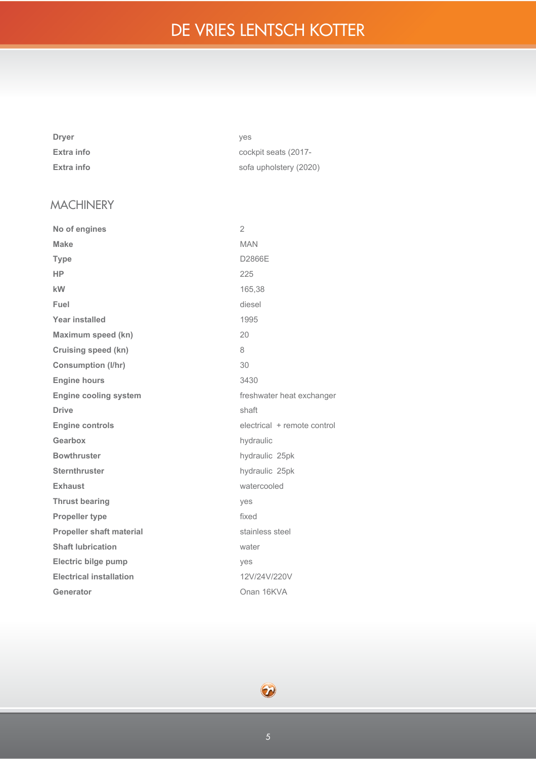| | |
|---|---|
| **Dryer** | yes |
| **Extra info** | cockpit seats (2017- |
| **Extra info** | sofa upholstery (2020) |

## MACHINERY

| | |
|---|---|
| **No of engines** | 2 |
| **Make** | MAN |
| **Type** | D2866E |
| **HP** | 225 |
| **kW** | 165,38 |
| **Fuel** | diesel |
| **Year installed** | 1995 |
| **Maximum speed (kn)** | 20 |
| **Cruising speed (kn)** | 8 |
| **Consumption (l/hr)** | 30 |
| **Engine hours** | 3430 |
| **Engine cooling system** | freshwater heat exchanger |
| **Drive** | shaft |
| **Engine controls** | electrical + remote control |
| **Gearbox** | hydraulic |
| **Bowthruster** | hydraulic 25pk |
| **Sternthruster** | hydraulic 25pk |
| **Exhaust** | watercooled |
| **Thrust bearing** | yes |
| **Propeller type** | fixed |
| **Propeller shaft material** | stainless steel |
| **Shaft lubrication** | water |
| **Electric bilge pump** | yes |
| **Electrical installation** | 12V/24V/220V |
| **Generator** | Onan 16KVA |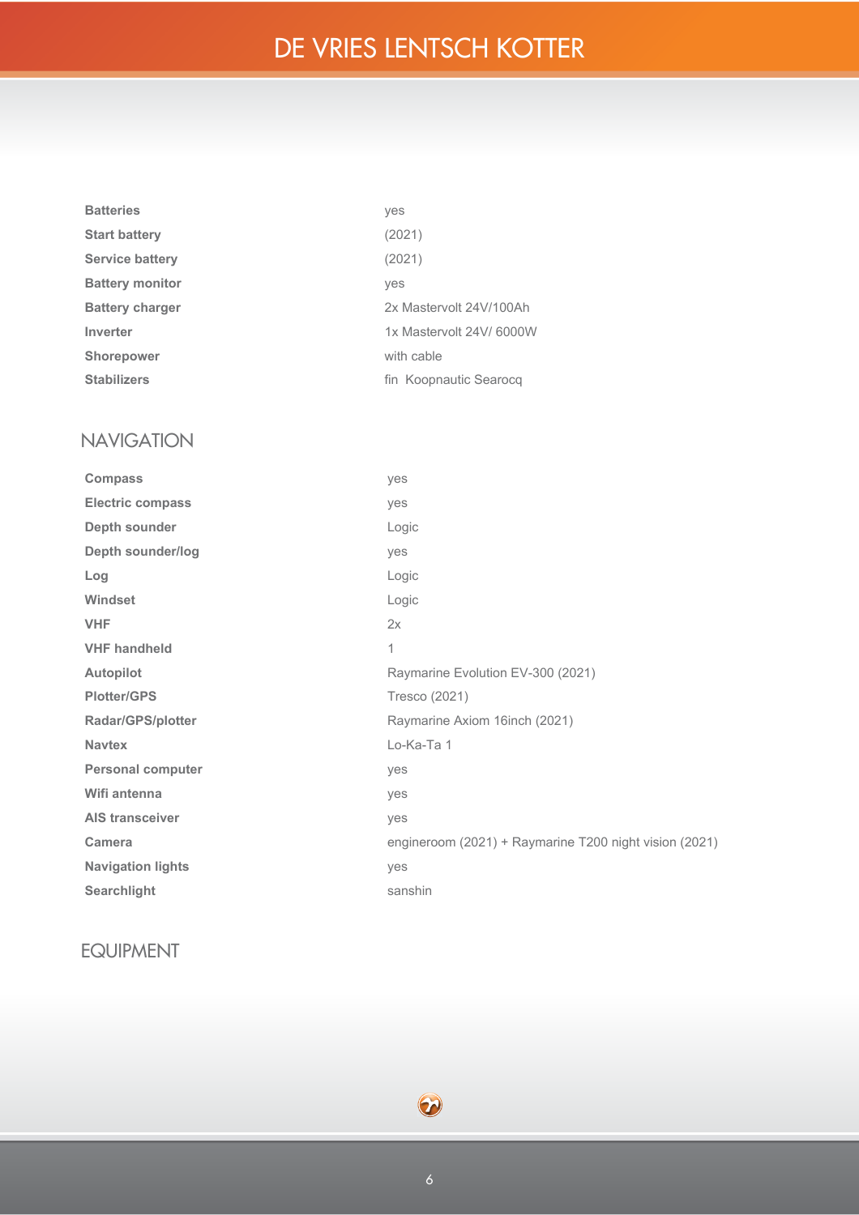| | |
|---|---|
| **Batteries** | yes |
| **Start battery** | (2021) |
| **Service battery** | (2021) |
| **Battery monitor** | yes |
| **Battery charger** | 2x Mastervolt 24V/100Ah |
| **Inverter** | 1x Mastervolt 24V/ 6000W |
| **Shorepower** | with cable |
| **Stabilizers** | fin Koopnautic Searocq |

## NAVIGATION

| | |
|---|---|
| **Compass** | yes |
| **Electric compass** | yes |
| **Depth sounder** | Logic |
| **Depth sounder/log** | yes |
| **Log** | Logic |
| **Windset** | Logic |
| **VHF** | 2x |
| **VHF handheld** | 1 |
| **Autopilot** | Raymarine Evolution EV-300 (2021) |
| **Plotter/GPS** | Tresco (2021) |
| **Radar/GPS/plotter** | Raymarine Axiom 16inch (2021) |
| **Navtex** | Lo-Ka-Ta 1 |
| **Personal computer** | yes |
| **Wifi antenna** | yes |
| **AIS transceiver** | yes |
| **Camera** | engineroom (2021) + Raymarine T200 night vision (2021) |
| **Navigation lights** | yes |
| **Searchlight** | sanshin |

## EQUIPMENT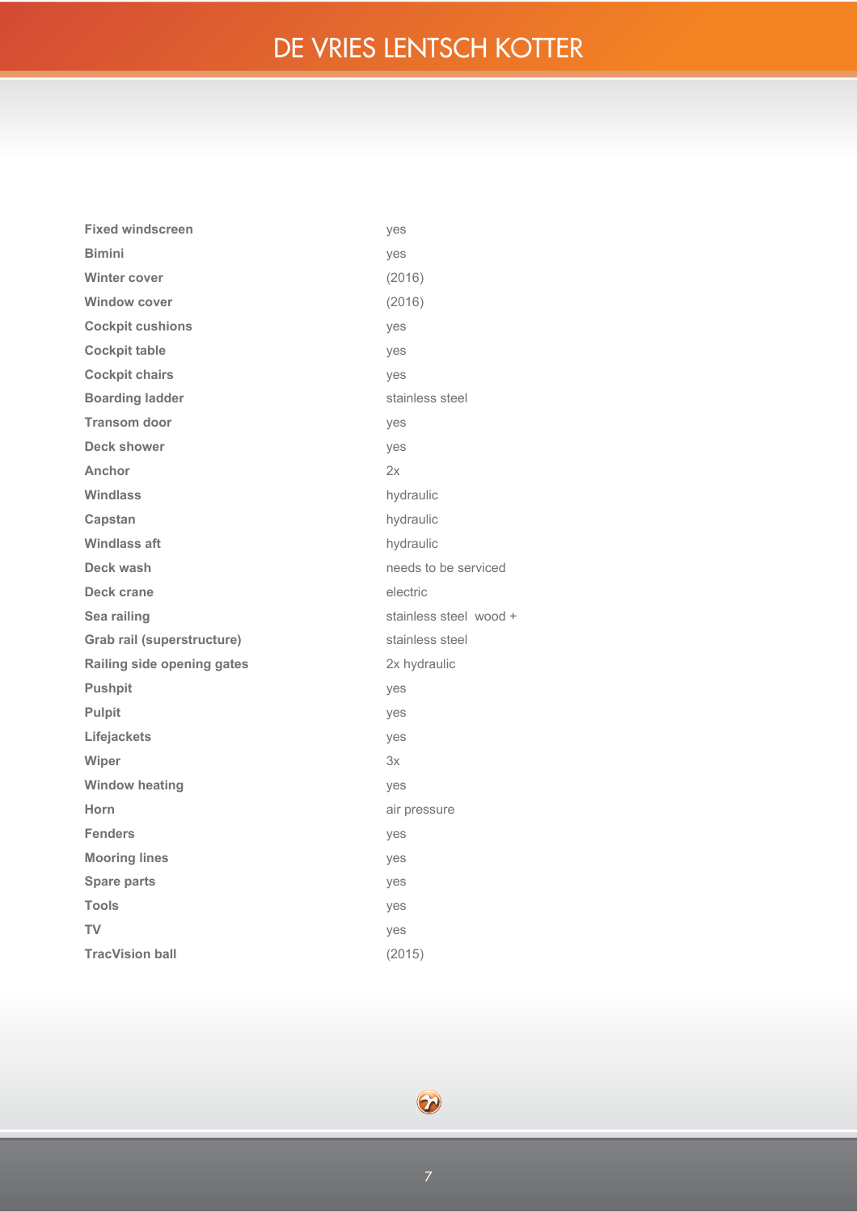| | |
|---|---|
| **Fixed windscreen** | yes |
| **Bimini** | yes |
| **Winter cover** | (2016) |
| **Window cover** | (2016) |
| **Cockpit cushions** | yes |
| **Cockpit table** | yes |
| **Cockpit chairs** | yes |
| **Boarding ladder** | stainless steel |
| **Transom door** | yes |
| **Deck shower** | yes |
| **Anchor** | 2x |
| **Windlass** | hydraulic |
| **Capstan** | hydraulic |
| **Windlass aft** | hydraulic |
| **Deck wash** | needs to be serviced |
| **Deck crane** | electric |
| **Sea railing** | stainless steel wood + |
| **Grab rail (superstructure)** | stainless steel |
| **Railing side opening gates** | 2x hydraulic |
| **Pushpit** | yes |
| **Pulpit** | yes |
| **Lifejackets** | yes |
| **Wiper** | 3x |
| **Window heating** | yes |
| **Horn** | air pressure |
| **Fenders** | yes |
| **Mooring lines** | yes |
| **Spare parts** | yes |
| **Tools** | yes |
| **TV** | yes |
| **TracVision ball** | (2015) |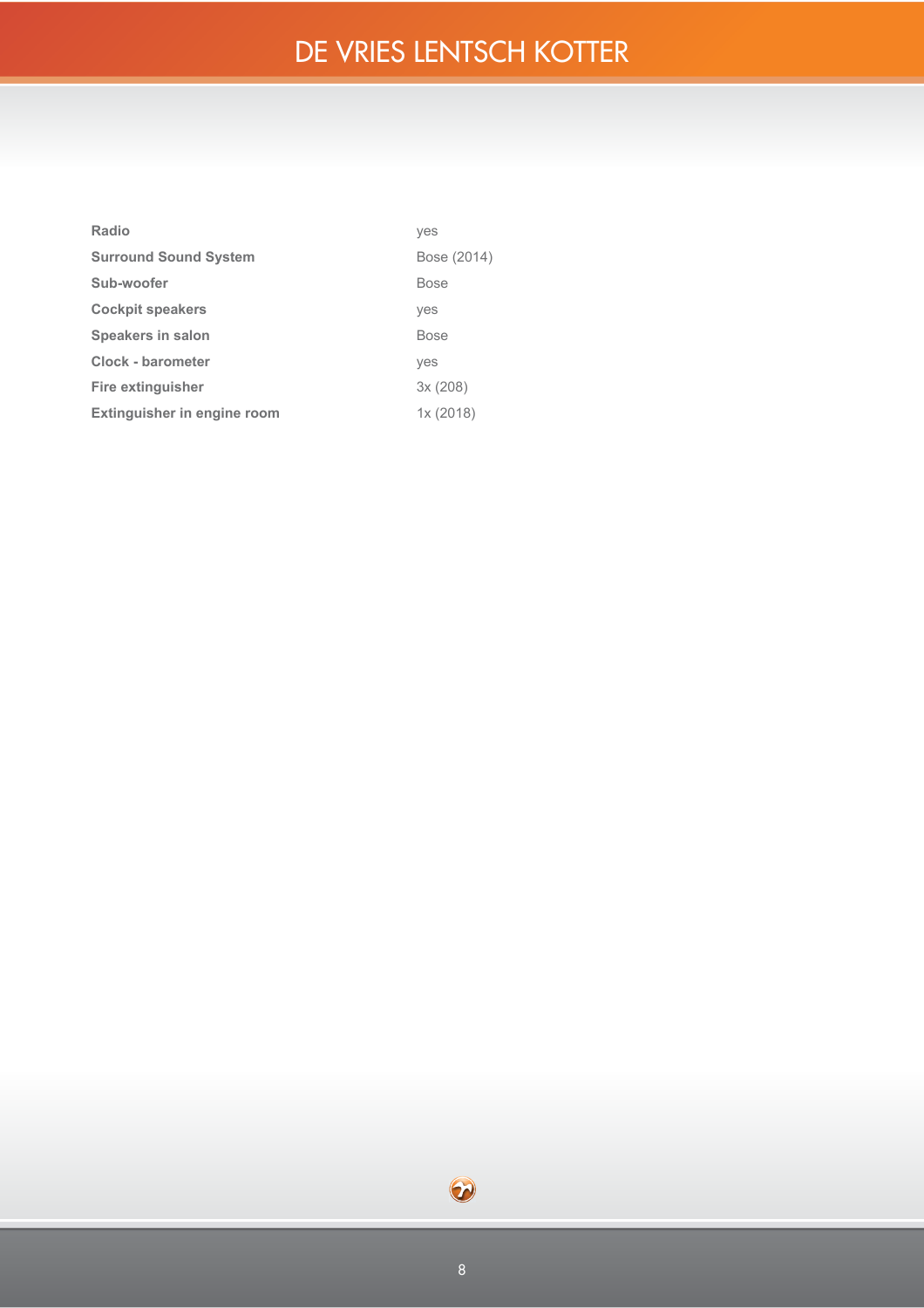| | |
|---|---|
| **Radio** | yes |
| **Surround Sound System** | Bose (2014) |
| **Sub-woofer** | Bose |
| **Cockpit speakers** | yes |
| **Speakers in salon** | Bose |
| **Clock - barometer** | yes |
| **Fire extinguisher** | 3x (208) |
| **Extinguisher in engine room** | 1x (2018) |